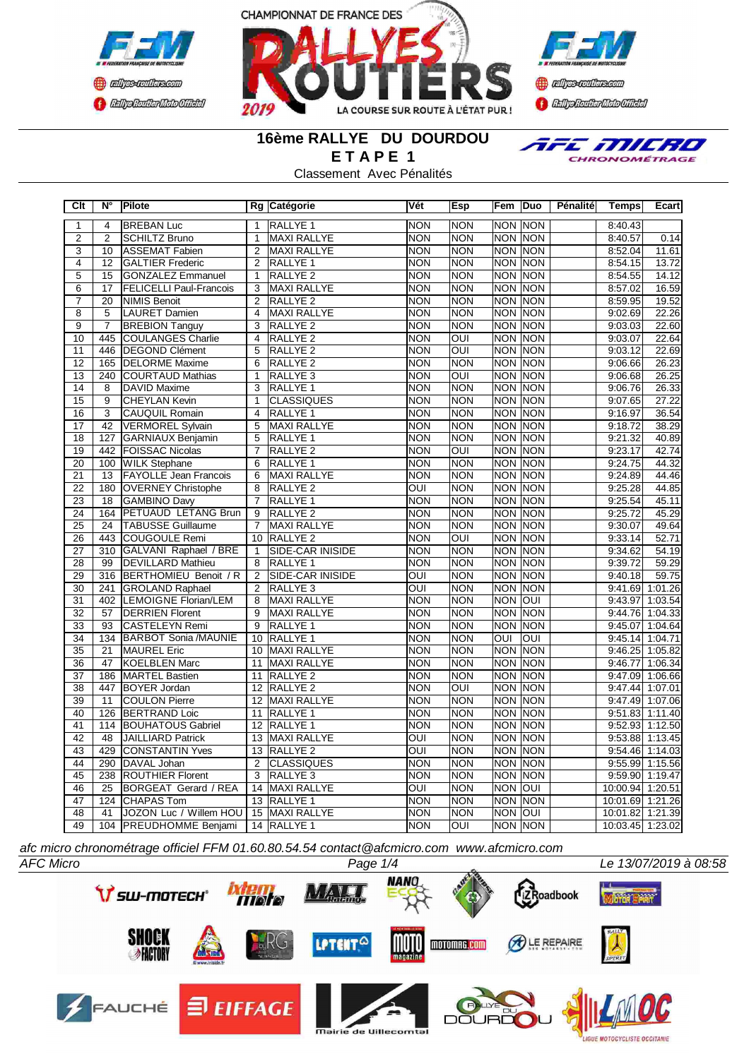# 16ème RALLYE DU DOURDOU

## ETAPE 1

Classement Avec Pénalités

| Clt | N° | Pilote | Rg | Catégorie | Vét | Esp | Fem | Duo | Pénalité | Temps | Ecart |
|---|---|---|---|---|---|---|---|---|---|---|---|
| 1 | 4 | BREBAN Luc | 1 | RALLYE 1 | NON | NON | NON | NON | | 8:40.43 | |
| 2 | 2 | SCHILTZ Bruno | 1 | MAXI RALLYE | NON | NON | NON | NON | | 8:40.57 | 0.14 |
| 3 | 10 | ASSEMAT Fabien | 2 | MAXI RALLYE | NON | NON | NON | NON | | 8:52.04 | 11.61 |
| 4 | 12 | GALTIER Frederic | 2 | RALLYE 1 | NON | NON | NON | NON | | 8:54.15 | 13.72 |
| 5 | 15 | GONZALEZ Emmanuel | 1 | RALLYE 2 | NON | NON | NON | NON | | 8:54.55 | 14.12 |
| 6 | 17 | FELICELLI Paul-Francois | 3 | MAXI RALLYE | NON | NON | NON | NON | | 8:57.02 | 16.59 |
| 7 | 20 | NIMIS Benoit | 2 | RALLYE 2 | NON | NON | NON | NON | | 8:59.95 | 19.52 |
| 8 | 5 | LAURET Damien | 4 | MAXI RALLYE | NON | NON | NON | NON | | 9:02.69 | 22.26 |
| 9 | 7 | BREBION Tanguy | 3 | RALLYE 2 | NON | NON | NON | NON | | 9:03.03 | 22.60 |
| 10 | 445 | COULANGES Charlie | 4 | RALLYE 2 | NON | OUI | NON | NON | | 9:03.07 | 22.64 |
| 11 | 446 | DEGOND Clément | 5 | RALLYE 2 | NON | OUI | NON | NON | | 9:03.12 | 22.69 |
| 12 | 165 | DELORME Maxime | 6 | RALLYE 2 | NON | NON | NON | NON | | 9:06.66 | 26.23 |
| 13 | 240 | COURTAUD Mathias | 1 | RALLYE 3 | NON | OUI | NON | NON | | 9:06.68 | 26.25 |
| 14 | 8 | DAVID Maxime | 3 | RALLYE 1 | NON | NON | NON | NON | | 9:06.76 | 26.33 |
| 15 | 9 | CHEYLAN Kevin | 1 | CLASSIQUES | NON | NON | NON | NON | | 9:07.65 | 27.22 |
| 16 | 3 | CAUQUIL Romain | 4 | RALLYE 1 | NON | NON | NON | NON | | 9:16.97 | 36.54 |
| 17 | 42 | VERMOREL Sylvain | 5 | MAXI RALLYE | NON | NON | NON | NON | | 9:18.72 | 38.29 |
| 18 | 127 | GARNIAUX Benjamin | 5 | RALLYE 1 | NON | NON | NON | NON | | 9:21.32 | 40.89 |
| 19 | 442 | FOISSAC Nicolas | 7 | RALLYE 2 | NON | OUI | NON | NON | | 9:23.17 | 42.74 |
| 20 | 100 | WILK Stephane | 6 | RALLYE 1 | NON | NON | NON | NON | | 9:24.75 | 44.32 |
| 21 | 13 | FAYOLLE Jean Francois | 6 | MAXI RALLYE | NON | NON | NON | NON | | 9:24.89 | 44.46 |
| 22 | 180 | OVERNEY Christophe | 8 | RALLYE 2 | OUI | NON | NON | NON | | 9:25.28 | 44.85 |
| 23 | 18 | GAMBINO Davy | 7 | RALLYE 1 | NON | NON | NON | NON | | 9:25.54 | 45.11 |
| 24 | 164 | PETUAUD LETANG Brun | 9 | RALLYE 2 | NON | NON | NON | NON | | 9:25.72 | 45.29 |
| 25 | 24 | TABUSSE Guillaume | 7 | MAXI RALLYE | NON | NON | NON | NON | | 9:30.07 | 49.64 |
| 26 | 443 | COUGOULE Remi | 10 | RALLYE 2 | NON | OUI | NON | NON | | 9:33.14 | 52.71 |
| 27 | 310 | GALVANI Raphael / BRE | 1 | SIDE-CAR INISIDE | NON | NON | NON | NON | | 9:34.62 | 54.19 |
| 28 | 99 | DEVILLARD Mathieu | 8 | RALLYE 1 | NON | NON | NON | NON | | 9:39.72 | 59.29 |
| 29 | 316 | BERTHOMIEU Benoit / R | 2 | SIDE-CAR INISIDE | OUI | NON | NON | NON | | 9:40.18 | 59.75 |
| 30 | 241 | GROLAND Raphael | 2 | RALLYE 3 | OUI | NON | NON | NON | | 9:41.69 | 1:01.26 |
| 31 | 402 | LEMOIGNE Florian/LEM | 8 | MAXI RALLYE | NON | NON | NON | OUI | | 9:43.97 | 1:03.54 |
| 32 | 57 | DERRIEN Florent | 9 | MAXI RALLYE | NON | NON | NON | NON | | 9:44.76 | 1:04.33 |
| 33 | 93 | CASTELEYN Remi | 9 | RALLYE 1 | NON | NON | NON | NON | | 9:45.07 | 1:04.64 |
| 34 | 134 | BARBOT Sonia /MAUNIE | 10 | RALLYE 1 | NON | NON | OUI | OUI | | 9:45.14 | 1:04.71 |
| 35 | 21 | MAUREL Eric | 10 | MAXI RALLYE | NON | NON | NON | NON | | 9:46.25 | 1:05.82 |
| 36 | 47 | KOELBLEN Marc | 11 | MAXI RALLYE | NON | NON | NON | NON | | 9:46.77 | 1:06.34 |
| 37 | 186 | MARTEL Bastien | 11 | RALLYE 2 | NON | NON | NON | NON | | 9:47.09 | 1:06.66 |
| 38 | 447 | BOYER Jordan | 12 | RALLYE 2 | NON | OUI | NON | NON | | 9:47.44 | 1:07.01 |
| 39 | 11 | COULON Pierre | 12 | MAXI RALLYE | NON | NON | NON | NON | | 9:47.49 | 1:07.06 |
| 40 | 126 | BERTRAND Loic | 11 | RALLYE 1 | NON | NON | NON | NON | | 9:51.83 | 1:11.40 |
| 41 | 114 | BOUHATOUS Gabriel | 12 | RALLYE 1 | NON | NON | NON | NON | | 9:52.93 | 1:12.50 |
| 42 | 48 | JAILLIARD Patrick | 13 | MAXI RALLYE | OUI | NON | NON | NON | | 9:53.88 | 1:13.45 |
| 43 | 429 | CONSTANTIN Yves | 13 | RALLYE 2 | OUI | NON | NON | NON | | 9:54.46 | 1:14.03 |
| 44 | 290 | DAVAL Johan | 2 | CLASSIQUES | NON | NON | NON | NON | | 9:55.99 | 1:15.56 |
| 45 | 238 | ROUTHIER Florent | 3 | RALLYE 3 | NON | NON | NON | NON | | 9:59.90 | 1:19.47 |
| 46 | 25 | BORGEAT Gerard / REA | 14 | MAXI RALLYE | OUI | NON | NON | OUI | | 10:00.94 | 1:20.51 |
| 47 | 124 | CHAPAS Tom | 13 | RALLYE 1 | NON | NON | NON | NON | | 10:01.69 | 1:21.26 |
| 48 | 41 | JOZON Luc / Willem HOU | 15 | MAXI RALLYE | NON | NON | NON | OUI | | 10:01.82 | 1:21.39 |
| 49 | 104 | PREUDHOMME Benjami | 14 | RALLYE 1 | NON | OUI | NON | NON | | 10:03.45 | 1:23.02 |

*afc micro chronométrage officiel FFM 01.60.80.54.54 contact@afcmicro.com www.afcmicro.com*

*AFC Micro* — *Le 13/07/2019 à 08:58*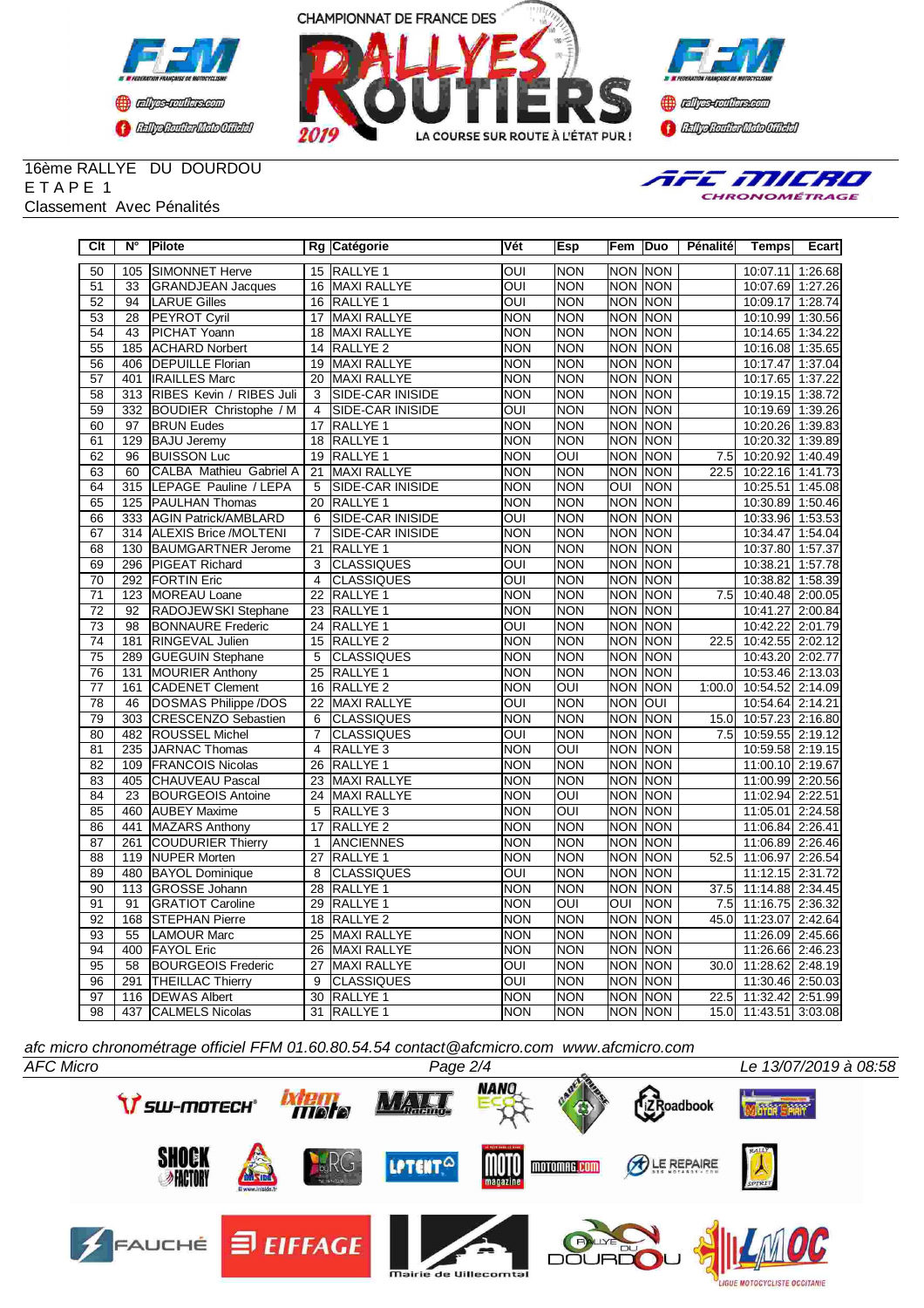CHAMPIONNAT DE FRANCE DES RALLYES ROUTIERS 2019 — LA COURSE SUR ROUTE À L'ÉTAT PUR !

16ème RALLYE DU DOURDOU
E T A P E 1
Classement Avec Pénalités

| Clt | N° | Pilote | Rg | Catégorie | Vét | Esp | Fem | Duo | Pénalité | Temps | Ecart |
|---|---|---|---|---|---|---|---|---|---|---|---|
| 50 | 105 | SIMONNET Herve | 15 | RALLYE 1 | OUI | NON | NON | NON | | 10:07.11 | 1:26.68 |
| 51 | 33 | GRANDJEAN Jacques | 16 | MAXI RALLYE | OUI | NON | NON | NON | | 10:07.69 | 1:27.26 |
| 52 | 94 | LARUE Gilles | 16 | RALLYE 1 | OUI | NON | NON | NON | | 10:09.17 | 1:28.74 |
| 53 | 28 | PEYROT Cyril | 17 | MAXI RALLYE | NON | NON | NON | NON | | 10:10.99 | 1:30.56 |
| 54 | 43 | PICHAT Yoann | 18 | MAXI RALLYE | NON | NON | NON | NON | | 10:14.65 | 1:34.22 |
| 55 | 185 | ACHARD Norbert | 14 | RALLYE 2 | NON | NON | NON | NON | | 10:16.08 | 1:35.65 |
| 56 | 406 | DEPUILLE Florian | 19 | MAXI RALLYE | NON | NON | NON | NON | | 10:17.47 | 1:37.04 |
| 57 | 401 | IRAILLES Marc | 20 | MAXI RALLYE | NON | NON | NON | NON | | 10:17.65 | 1:37.22 |
| 58 | 313 | RIBES Kevin / RIBES Juli | 3 | SIDE-CAR INISIDE | NON | NON | NON | NON | | 10:19.15 | 1:38.72 |
| 59 | 332 | BOUDIER Christophe / M | 4 | SIDE-CAR INISIDE | OUI | NON | NON | NON | | 10:19.69 | 1:39.26 |
| 60 | 97 | BRUN Eudes | 17 | RALLYE 1 | NON | NON | NON | NON | | 10:20.26 | 1:39.83 |
| 61 | 129 | BAJU Jeremy | 18 | RALLYE 1 | NON | NON | NON | NON | | 10:20.32 | 1:39.89 |
| 62 | 96 | BUISSON Luc | 19 | RALLYE 1 | NON | OUI | NON | NON | 7.5 | 10:20.92 | 1:40.49 |
| 63 | 60 | CALBA Mathieu Gabriel A | 21 | MAXI RALLYE | NON | NON | NON | NON | 22.5 | 10:22.16 | 1:41.73 |
| 64 | 315 | LEPAGE Pauline / LEPA | 5 | SIDE-CAR INISIDE | NON | NON | OUI | NON | | 10:25.51 | 1:45.08 |
| 65 | 125 | PAULHAN Thomas | 20 | RALLYE 1 | NON | NON | NON | NON | | 10:30.89 | 1:50.46 |
| 66 | 333 | AGIN Patrick/AMBLARD | 6 | SIDE-CAR INISIDE | OUI | NON | NON | NON | | 10:33.96 | 1:53.53 |
| 67 | 314 | ALEXIS Brice /MOLTENI | 7 | SIDE-CAR INISIDE | NON | NON | NON | NON | | 10:34.47 | 1:54.04 |
| 68 | 130 | BAUMGARTNER Jerome | 21 | RALLYE 1 | NON | NON | NON | NON | | 10:37.80 | 1:57.37 |
| 69 | 296 | PIGEAT Richard | 3 | CLASSIQUES | OUI | NON | NON | NON | | 10:38.21 | 1:57.78 |
| 70 | 292 | FORTIN Eric | 4 | CLASSIQUES | OUI | NON | NON | NON | | 10:38.82 | 1:58.39 |
| 71 | 123 | MOREAU Loane | 22 | RALLYE 1 | NON | NON | NON | NON | 7.5 | 10:40.48 | 2:00.05 |
| 72 | 92 | RADOJEWSKI Stephane | 23 | RALLYE 1 | NON | NON | NON | NON | | 10:41.27 | 2:00.84 |
| 73 | 98 | BONNAURE Frederic | 24 | RALLYE 1 | OUI | NON | NON | NON | | 10:42.22 | 2:01.79 |
| 74 | 181 | RINGEVAL Julien | 15 | RALLYE 2 | NON | NON | NON | NON | 22.5 | 10:42.55 | 2:02.12 |
| 75 | 289 | GUEGUIN Stephane | 5 | CLASSIQUES | NON | NON | NON | NON | | 10:43.20 | 2:02.77 |
| 76 | 131 | MOURIER Anthony | 25 | RALLYE 1 | NON | NON | NON | NON | | 10:53.46 | 2:13.03 |
| 77 | 161 | CADENET Clement | 16 | RALLYE 2 | NON | OUI | NON | NON | 1:00.0 | 10:54.52 | 2:14.09 |
| 78 | 46 | DOSMAS Philippe /DOS | 22 | MAXI RALLYE | OUI | NON | NON | OUI | | 10:54.64 | 2:14.21 |
| 79 | 303 | CRESCENZO Sebastien | 6 | CLASSIQUES | NON | NON | NON | NON | 15.0 | 10:57.23 | 2:16.80 |
| 80 | 482 | ROUSSEL Michel | 7 | CLASSIQUES | OUI | NON | NON | NON | 7.5 | 10:59.55 | 2:19.12 |
| 81 | 235 | JARNAC Thomas | 4 | RALLYE 3 | NON | OUI | NON | NON | | 10:59.58 | 2:19.15 |
| 82 | 109 | FRANCOIS Nicolas | 26 | RALLYE 1 | NON | NON | NON | NON | | 11:00.10 | 2:19.67 |
| 83 | 405 | CHAUVEAU Pascal | 23 | MAXI RALLYE | NON | NON | NON | NON | | 11:00.99 | 2:20.56 |
| 84 | 23 | BOURGEOIS Antoine | 24 | MAXI RALLYE | NON | OUI | NON | NON | | 11:02.94 | 2:22.51 |
| 85 | 460 | AUBEY Maxime | 5 | RALLYE 3 | NON | OUI | NON | NON | | 11:05.01 | 2:24.58 |
| 86 | 441 | MAZARS Anthony | 17 | RALLYE 2 | NON | NON | NON | NON | | 11:06.84 | 2:26.41 |
| 87 | 261 | COUDURIER Thierry | 1 | ANCIENNES | NON | NON | NON | NON | | 11:06.89 | 2:26.46 |
| 88 | 119 | NUPER Morten | 27 | RALLYE 1 | NON | NON | NON | NON | 52.5 | 11:06.97 | 2:26.54 |
| 89 | 480 | BAYOL Dominique | 8 | CLASSIQUES | OUI | NON | NON | NON | | 11:12.15 | 2:31.72 |
| 90 | 113 | GROSSE Johann | 28 | RALLYE 1 | NON | NON | NON | NON | 37.5 | 11:14.88 | 2:34.45 |
| 91 | 91 | GRATIOT Caroline | 29 | RALLYE 1 | NON | OUI | OUI | NON | 7.5 | 11:16.75 | 2:36.32 |
| 92 | 168 | STEPHAN Pierre | 18 | RALLYE 2 | NON | NON | NON | NON | 45.0 | 11:23.07 | 2:42.64 |
| 93 | 55 | LAMOUR Marc | 25 | MAXI RALLYE | NON | NON | NON | NON | | 11:26.09 | 2:45.66 |
| 94 | 400 | FAYOL Eric | 26 | MAXI RALLYE | NON | NON | NON | NON | | 11:26.66 | 2:46.23 |
| 95 | 58 | BOURGEOIS Frederic | 27 | MAXI RALLYE | OUI | NON | NON | NON | 30.0 | 11:28.62 | 2:48.19 |
| 96 | 291 | THEILLAC Thierry | 9 | CLASSIQUES | OUI | NON | NON | NON | | 11:30.46 | 2:50.03 |
| 97 | 116 | DEWAS Albert | 30 | RALLYE 1 | NON | NON | NON | NON | 22.5 | 11:32.42 | 2:51.99 |
| 98 | 437 | CALMELS Nicolas | 31 | RALLYE 1 | NON | NON | NON | NON | 15.0 | 11:43.51 | 3:03.08 |

*afc micro chronométrage officiel FFM 01.60.80.54.54 contact@afcmicro.com www.afcmicro.com*

*AFC Micro* — *Le 13/07/2019 à 08:58*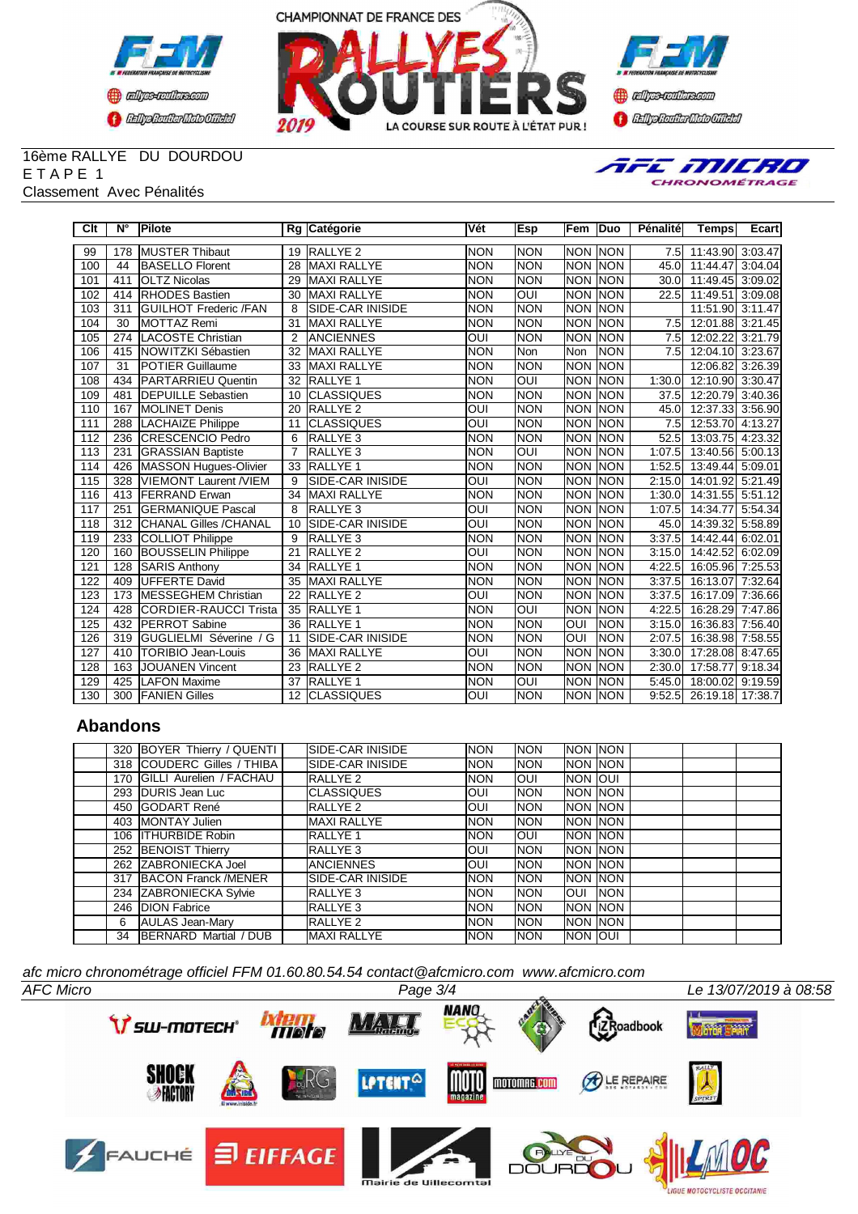16ème RALLYE DU DOURDOU
E T A P E 1
Classement Avec Pénalités

| Clt | N° | Pilote | Rg | Catégorie | Vét | Esp | Fem | Duo | Pénalité | Temps | Ecart |
|---|---|---|---|---|---|---|---|---|---|---|---|
| 99 | 178 | MUSTER Thibaut | 19 | RALLYE 2 | NON | NON | NON | NON | 7.5 | 11:43.90 | 3:03.47 |
| 100 | 44 | BASELLO Florent | 28 | MAXI RALLYE | NON | NON | NON | NON | 45.0 | 11:44.47 | 3:04.04 |
| 101 | 411 | OLTZ Nicolas | 29 | MAXI RALLYE | NON | NON | NON | NON | 30.0 | 11:49.45 | 3:09.02 |
| 102 | 414 | RHODES Bastien | 30 | MAXI RALLYE | NON | OUI | NON | NON | 22.5 | 11:49.51 | 3:09.08 |
| 103 | 311 | GUILHOT Frederic /FAN | 8 | SIDE-CAR INISIDE | NON | NON | NON | NON | | 11:51.90 | 3:11.47 |
| 104 | 30 | MOTTAZ Remi | 31 | MAXI RALLYE | NON | NON | NON | NON | 7.5 | 12:01.88 | 3:21.45 |
| 105 | 274 | LACOSTE Christian | 2 | ANCIENNES | OUI | NON | NON | NON | 7.5 | 12:02.22 | 3:21.79 |
| 106 | 415 | NOWITZKI Sébastien | 32 | MAXI RALLYE | NON | Non | Non | NON | 7.5 | 12:04.10 | 3:23.67 |
| 107 | 31 | POTIER Guillaume | 33 | MAXI RALLYE | NON | NON | NON | NON | | 12:06.82 | 3:26.39 |
| 108 | 434 | PARTARRIEU Quentin | 32 | RALLYE 1 | NON | OUI | NON | NON | 1:30.0 | 12:10.90 | 3:30.47 |
| 109 | 481 | DEPUILLE Sebastien | 10 | CLASSIQUES | NON | NON | NON | NON | 37.5 | 12:20.79 | 3:40.36 |
| 110 | 167 | MOLINET Denis | 20 | RALLYE 2 | OUI | NON | NON | NON | 45.0 | 12:37.33 | 3:56.90 |
| 111 | 288 | LACHAIZE Philippe | 11 | CLASSIQUES | OUI | NON | NON | NON | 7.5 | 12:53.70 | 4:13.27 |
| 112 | 236 | CRESCENCIO Pedro | 6 | RALLYE 3 | NON | NON | NON | NON | 52.5 | 13:03.75 | 4:23.32 |
| 113 | 231 | GRASSIAN Baptiste | 7 | RALLYE 3 | NON | OUI | NON | NON | 1:07.5 | 13:40.56 | 5:00.13 |
| 114 | 426 | MASSON Hugues-Olivier | 33 | RALLYE 1 | NON | NON | NON | NON | 1:52.5 | 13:49.44 | 5:09.01 |
| 115 | 328 | VIEMONT Laurent /VIEM | 9 | SIDE-CAR INISIDE | OUI | NON | NON | NON | 2:15.0 | 14:01.92 | 5:21.49 |
| 116 | 413 | FERRAND Erwan | 34 | MAXI RALLYE | NON | NON | NON | NON | 1:30.0 | 14:31.55 | 5:51.12 |
| 117 | 251 | GERMANIQUE Pascal | 8 | RALLYE 3 | OUI | NON | NON | NON | 1:07.5 | 14:34.77 | 5:54.34 |
| 118 | 312 | CHANAL Gilles /CHANAL | 10 | SIDE-CAR INISIDE | OUI | NON | NON | NON | 45.0 | 14:39.32 | 5:58.89 |
| 119 | 233 | COLLIOT Philippe | 9 | RALLYE 3 | NON | NON | NON | NON | 3:37.5 | 14:42.44 | 6:02.01 |
| 120 | 160 | BOUSSELIN Philippe | 21 | RALLYE 2 | OUI | NON | NON | NON | 3:15.0 | 14:42.52 | 6:02.09 |
| 121 | 128 | SARIS Anthony | 34 | RALLYE 1 | NON | NON | NON | NON | 4:22.5 | 16:05.96 | 7:25.53 |
| 122 | 409 | UFFERTE David | 35 | MAXI RALLYE | NON | NON | NON | NON | 3:37.5 | 16:13.07 | 7:32.64 |
| 123 | 173 | MESSEGHEM Christian | 22 | RALLYE 2 | OUI | NON | NON | NON | 3:37.5 | 16:17.09 | 7:36.66 |
| 124 | 428 | CORDIER-RAUCCI Trista | 35 | RALLYE 1 | NON | OUI | NON | NON | 4:22.5 | 16:28.29 | 7:47.86 |
| 125 | 432 | PERROT Sabine | 36 | RALLYE 1 | NON | NON | OUI | NON | 3:15.0 | 16:36.83 | 7:56.40 |
| 126 | 319 | GUGLIELMI Séverine / G | 11 | SIDE-CAR INISIDE | NON | NON | OUI | NON | 2:07.5 | 16:38.98 | 7:58.55 |
| 127 | 410 | TORIBIO Jean-Louis | 36 | MAXI RALLYE | OUI | NON | NON | NON | 3:30.0 | 17:28.08 | 8:47.65 |
| 128 | 163 | JOUANEN Vincent | 23 | RALLYE 2 | NON | NON | NON | NON | 2:30.0 | 17:58.77 | 9:18.34 |
| 129 | 425 | LAFON Maxime | 37 | RALLYE 1 | NON | OUI | NON | NON | 5:45.0 | 18:00.02 | 9:19.59 |
| 130 | 300 | FANIEN Gilles | 12 | CLASSIQUES | OUI | NON | NON | NON | 9:52.5 | 26:19.18 | 17:38.7 |

## Abandons

| Clt | N° | Pilote | Rg | Catégorie | Vét | Esp | Fem | Duo | Pénalité | Temps | Ecart |
|---|---|---|---|---|---|---|---|---|---|---|---|
| | 320 | BOYER Thierry / QUENTI | | SIDE-CAR INISIDE | NON | NON | NON | NON | | | |
| | 318 | COUDERC Gilles / THIBA | | SIDE-CAR INISIDE | NON | NON | NON | NON | | | |
| | 170 | GILLI Aurelien / FACHAU | | RALLYE 2 | NON | OUI | NON | OUI | | | |
| | 293 | DURIS Jean Luc | | CLASSIQUES | OUI | NON | NON | NON | | | |
| | 450 | GODART René | | RALLYE 2 | OUI | NON | NON | NON | | | |
| | 403 | MONTAY Julien | | MAXI RALLYE | NON | NON | NON | NON | | | |
| | 106 | ITHURBIDE Robin | | RALLYE 1 | NON | OUI | NON | NON | | | |
| | 252 | BENOIST Thierry | | RALLYE 3 | OUI | NON | NON | NON | | | |
| | 262 | ZABRONIECKA Joel | | ANCIENNES | OUI | NON | NON | NON | | | |
| | 317 | BACON Franck /MENER | | SIDE-CAR INISIDE | NON | NON | NON | NON | | | |
| | 234 | ZABRONIECKA Sylvie | | RALLYE 3 | NON | NON | OUI | NON | | | |
| | 246 | DION Fabrice | | RALLYE 3 | NON | NON | NON | NON | | | |
| | 6 | AULAS Jean-Mary | | RALLYE 2 | NON | NON | NON | NON | | | |
| | 34 | BERNARD Martial / DUB | | MAXI RALLYE | NON | NON | NON | OUI | | | |

*afc micro chronométrage officiel FFM 01.60.80.54.54 contact@afcmicro.com www.afcmicro.com*

AFC Micro — Le 13/07/2019 à 08:58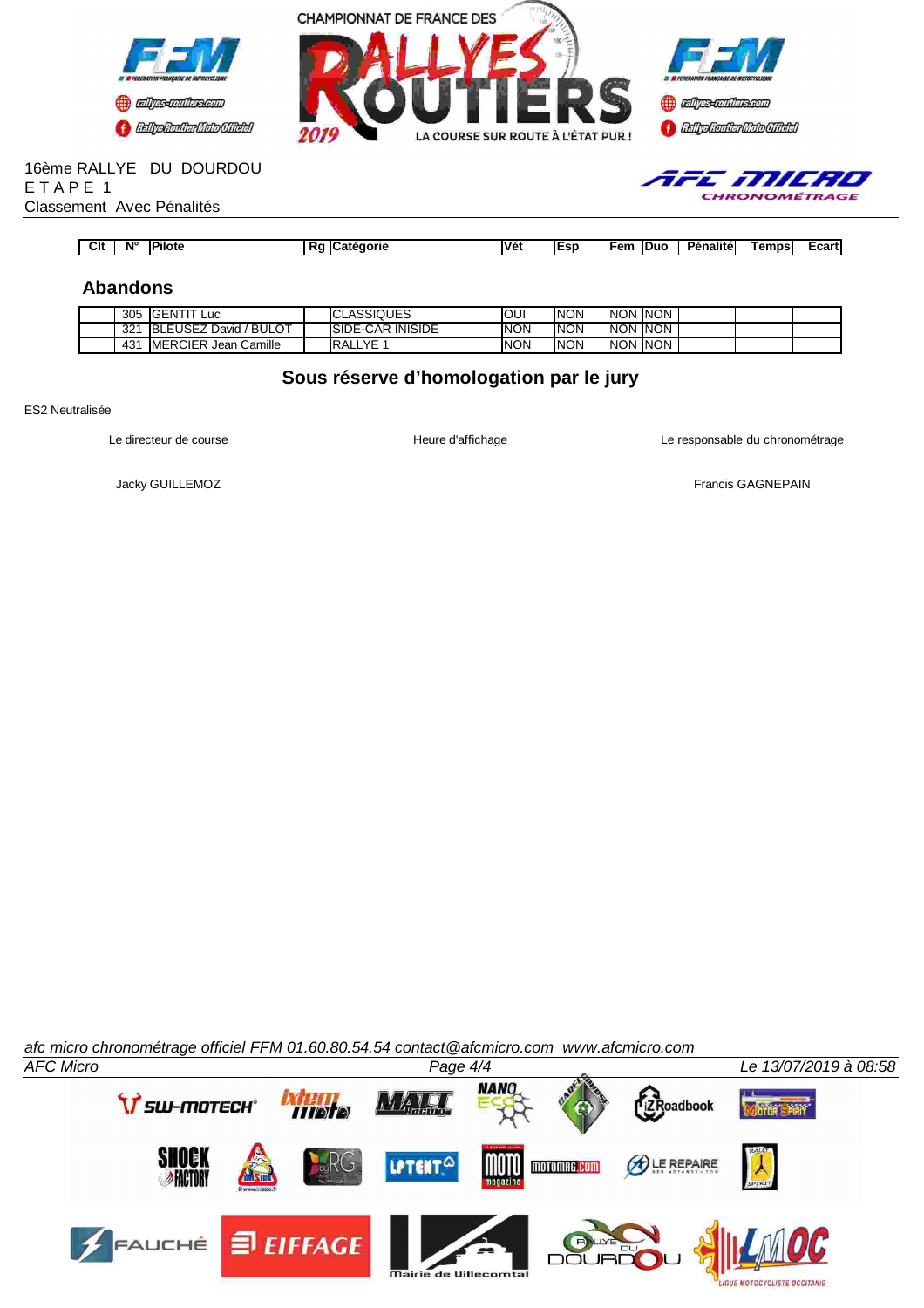16ème RALLYE DU DOURDOU
E T A P E 1
Classement Avec Pénalités

## Abandons

| Clt | N° | Pilote | Rg | Catégorie | Vét | Esp | Fem | Duo | Pénalité | Temps | Ecart |
|---|---|---|---|---|---|---|---|---|---|---|---|
| | 305 | GENTIT Luc | | CLASSIQUES | OUI | NON | NON | NON | | | |
| | 321 | BLEUSEZ David / BULOT | | SIDE-CAR INISIDE | NON | NON | NON | NON | | | |
| | 431 | MERCIER Jean Camille | | RALLYE 1 | NON | NON | NON | NON | | | |

**Sous réserve d'homologation par le jury**

ES2 Neutralisée

Le directeur de course — Heure d'affichage — Le responsable du chronométrage

Jacky GUILLEMOZ — Francis GAGNEPAIN

*afc micro chronométrage officiel FFM 01.60.80.54.54 contact@afcmicro.com www.afcmicro.com*

*AFC Micro* — *Le 13/07/2019 à 08:58*